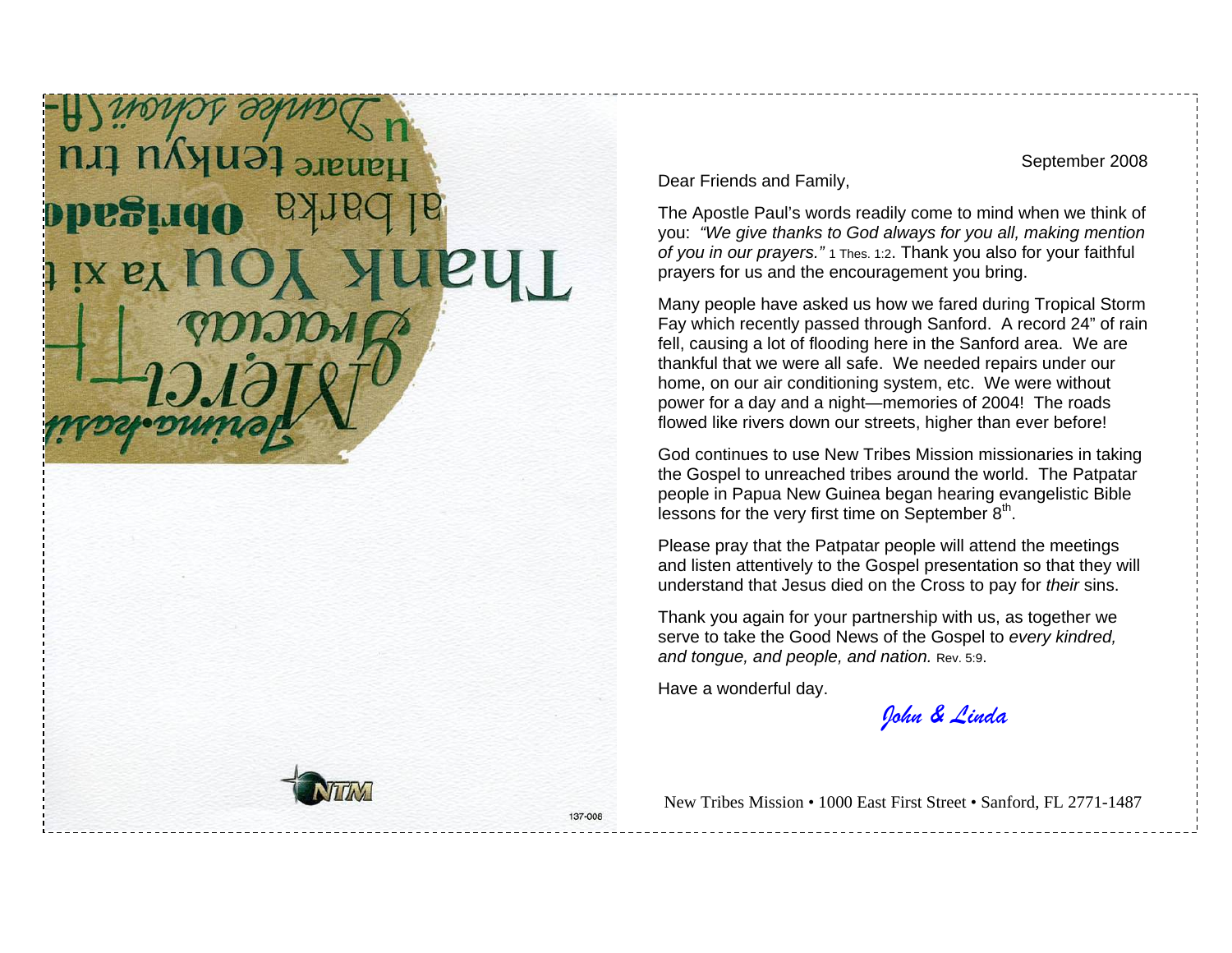September 2008

Dear Friends and Family,

The Apostle Paul's words readily come to mind when we think of you: *"We give thanks to God always for you all, making mention of you in our prayers."* 1 Thes. 1:2. Thank you also for your faithful prayers for us and the encouragement you bring.

Many people have asked us how we fared during Tropical Storm Fay which recently passed through Sanford. A record 24" of rain fell, causing a lot of flooding here in the Sanford area. We are thankful that we were all safe. We needed repairs under our home, on our air conditioning system, etc. We were without power for a day and a night—memories of 2004! The roads flowed like rivers down our streets, higher than ever before!

God continues to use New Tribes Mission missionaries in taking the Gospel to unreached tribes around the world. The Patpatar people in Papua New Guinea began hearing evangelistic Bible lessons for the very first time on September 8th.

Please pray that the Patpatar people will attend the meetings and listen attentively to the Gospel presentation so that they will understand that Jesus died on the Cross to pay for *their* sins.

Thank you again for your partnership with us, as together we serve to take the Good News of the Gospel to *every kindred, and tongue, and people, and nation.* Rev. 5:9.

Have a wonderful day.

*John & Linda*

New Tribes Mission • 1000 East First Street • Sanford, FL 2771-1487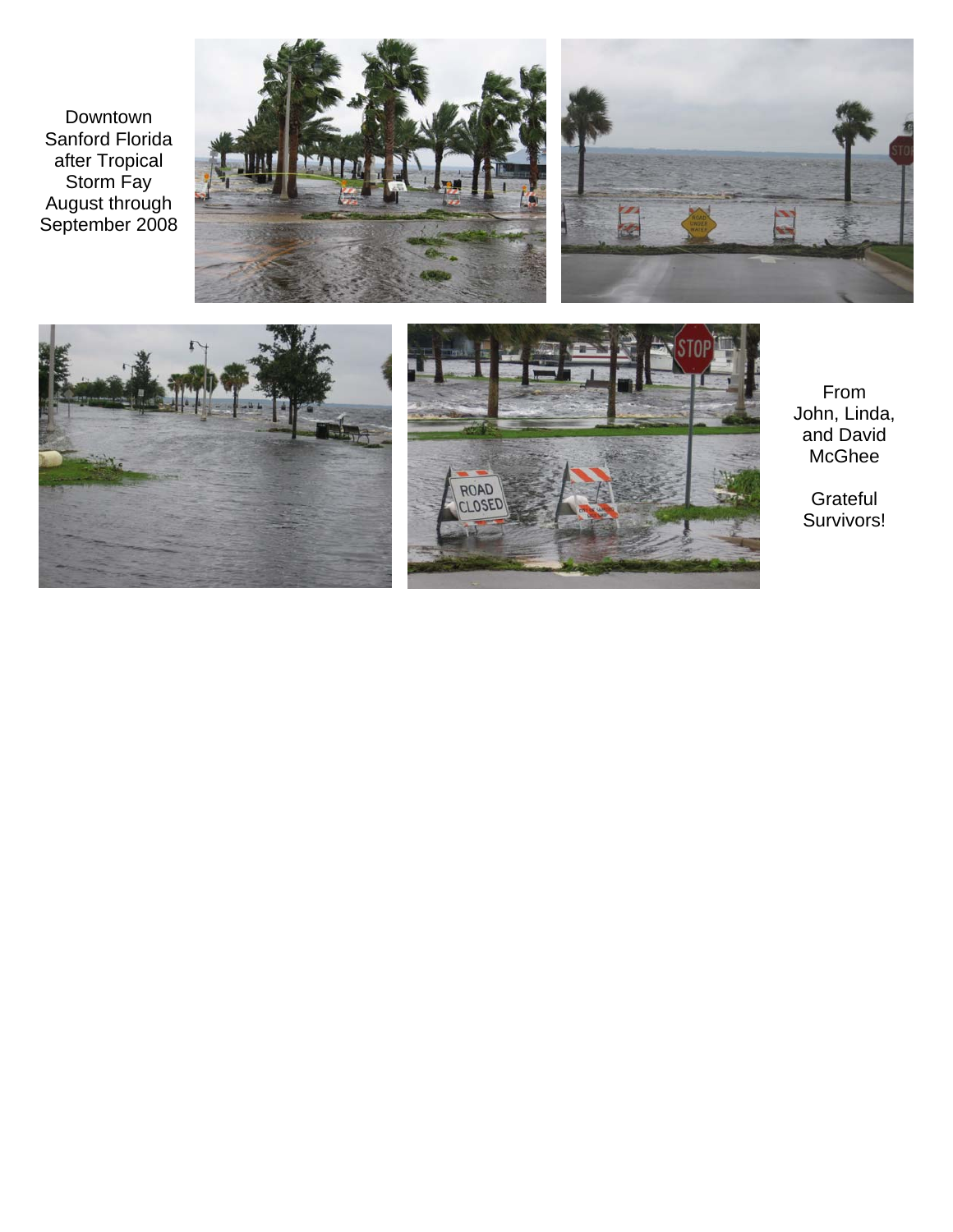Downtown Sanford Florida after Tropical Storm Fay August through September 2008

From John, Linda, and David McGhee

Grateful Survivors!